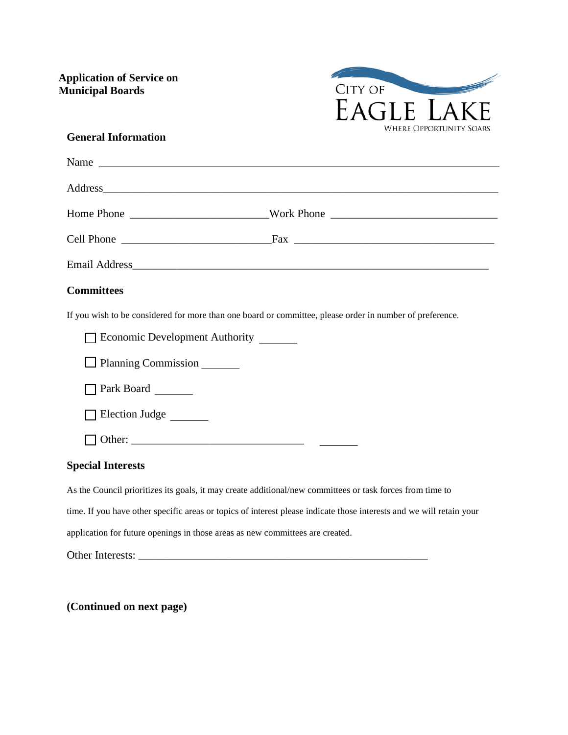**Application of Service on Municipal Boards**

CITY OF EAGLE LAKE
WHERE OPPORTUNITY SOARS

## General Information

Name ___________________________________________________________________________

Address_________________________________________________________________________

Home Phone _________________________Work Phone _____________________________

Cell Phone ____________________________Fax __________________________________

Email Address__________________________________________________________________

## Committees

If you wish to be considered for more than one board or committee, please order in number of preference.

☐ Economic Development Authority _______

☐ Planning Commission _______

☐ Park Board _______

☐ Election Judge _______

☐ Other: ________________________________ _______

## Special Interests

As the Council prioritizes its goals, it may create additional/new committees or task forces from time to time. If you have other specific areas or topics of interest please indicate those interests and we will retain your application for future openings in those areas as new committees are created.

Other Interests: _____________________________________________________

**(Continued on next page)**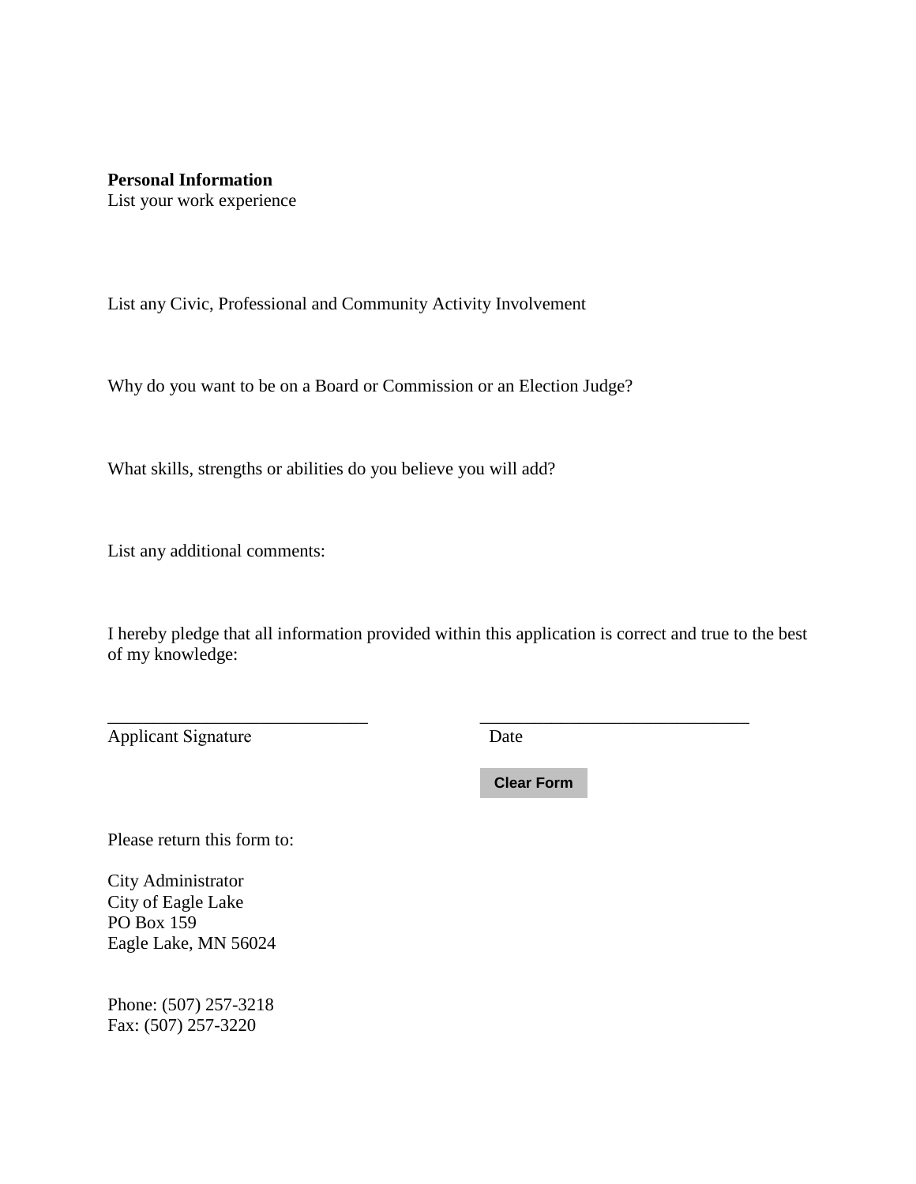**Personal Information**
List your work experience

List any Civic, Professional and Community Activity Involvement

Why do you want to be on a Board or Commission or an Election Judge?

What skills, strengths or abilities do you believe you will add?

List any additional comments:

I hereby pledge that all information provided within this application is correct and true to the best of my knowledge:

_____________________________ _______________________________
Applicant Signature Date

Clear Form

Please return this form to:

City Administrator
City of Eagle Lake
PO Box 159
Eagle Lake, MN 56024

Phone: (507) 257-3218
Fax: (507) 257-3220